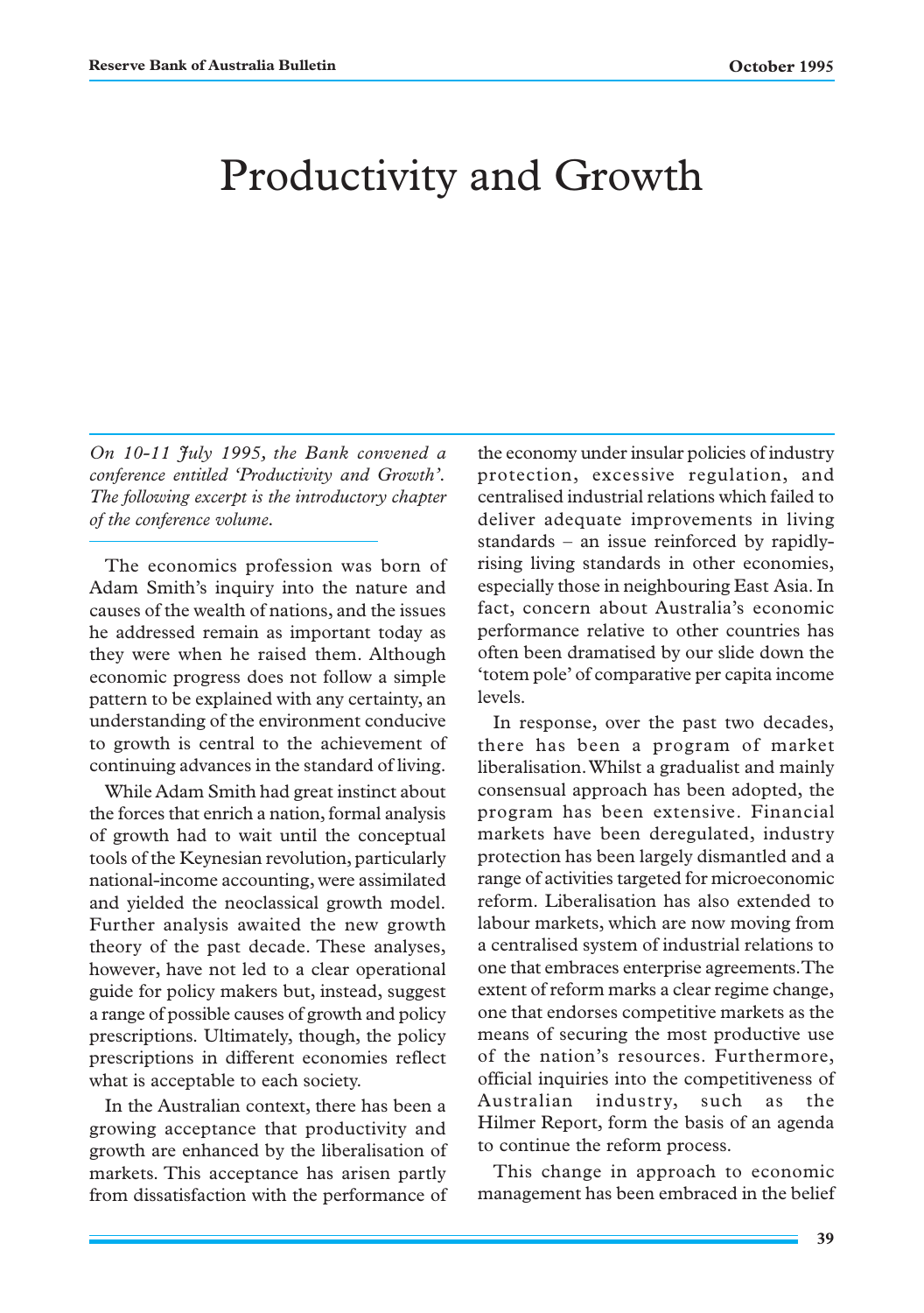# Productivity and Growth

*On 10-11 July 1995, the Bank convened a conference entitled 'Productivity and Growth'. The following excerpt is the introductory chapter of the conference volume.*

The economics profession was born of Adam Smith's inquiry into the nature and causes of the wealth of nations, and the issues he addressed remain as important today as they were when he raised them. Although economic progress does not follow a simple pattern to be explained with any certainty, an understanding of the environment conducive to growth is central to the achievement of continuing advances in the standard of living.

While Adam Smith had great instinct about the forces that enrich a nation, formal analysis of growth had to wait until the conceptual tools of the Keynesian revolution, particularly national-income accounting, were assimilated and yielded the neoclassical growth model. Further analysis awaited the new growth theory of the past decade. These analyses, however, have not led to a clear operational guide for policy makers but, instead, suggest a range of possible causes of growth and policy prescriptions. Ultimately, though, the policy prescriptions in different economies reflect what is acceptable to each society.

In the Australian context, there has been a growing acceptance that productivity and growth are enhanced by the liberalisation of markets. This acceptance has arisen partly from dissatisfaction with the performance of the economy under insular policies of industry protection, excessive regulation, and centralised industrial relations which failed to deliver adequate improvements in living standards – an issue reinforced by rapidly-rising living standards in other economies, especially those in neighbouring East Asia. In fact, concern about Australia's economic performance relative to other countries has often been dramatised by our slide down the 'totem pole' of comparative per capita income levels.

In response, over the past two decades, there has been a program of market liberalisation. Whilst a gradualist and mainly consensual approach has been adopted, the program has been extensive. Financial markets have been deregulated, industry protection has been largely dismantled and a range of activities targeted for microeconomic reform. Liberalisation has also extended to labour markets, which are now moving from a centralised system of industrial relations to one that embraces enterprise agreements. The extent of reform marks a clear regime change, one that endorses competitive markets as the means of securing the most productive use of the nation's resources. Furthermore, official inquiries into the competitiveness of Australian industry, such as the Hilmer Report, form the basis of an agenda to continue the reform process.

This change in approach to economic management has been embraced in the belief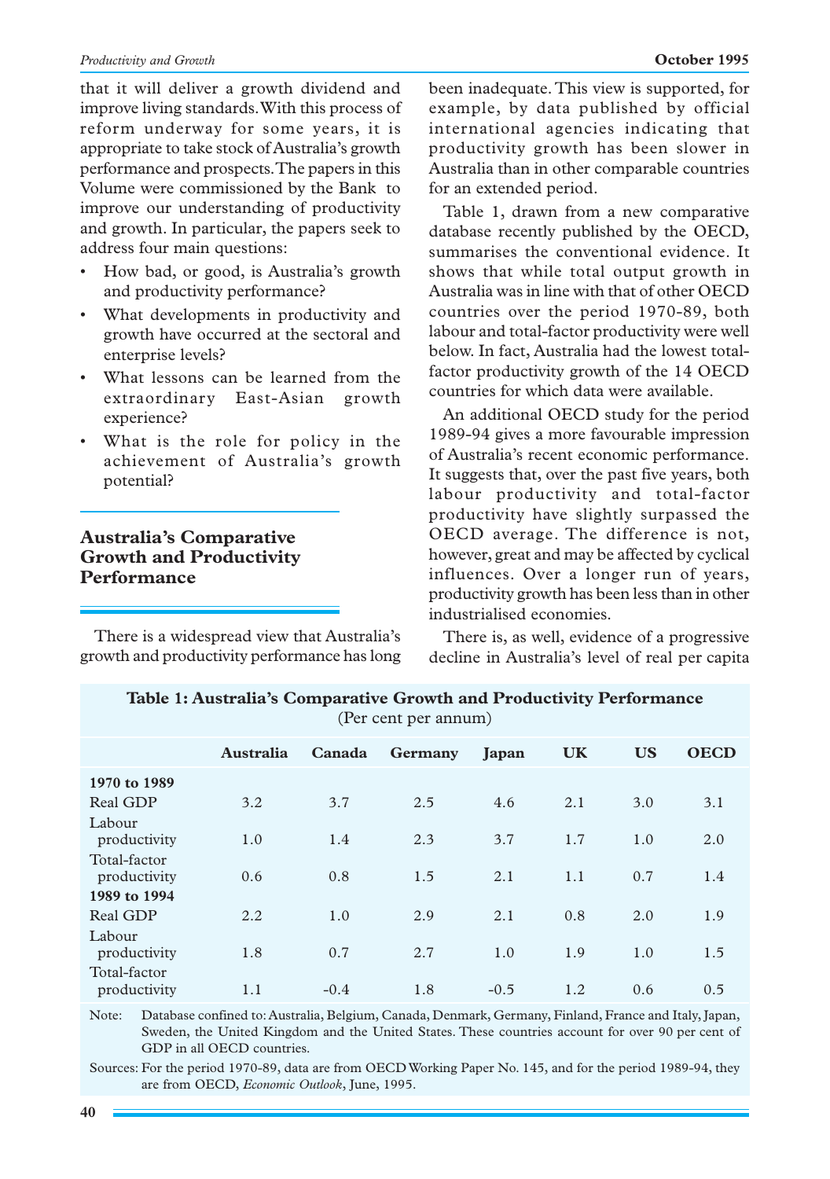that it will deliver a growth dividend and improve living standards. With this process of reform underway for some years, it is appropriate to take stock of Australia's growth performance and prospects. The papers in this Volume were commissioned by the Bank to improve our understanding of productivity and growth. In particular, the papers seek to address four main questions:

- How bad, or good, is Australia's growth and productivity performance?
- What developments in productivity and growth have occurred at the sectoral and enterprise levels?
- What lessons can be learned from the extraordinary East-Asian growth experience?
- What is the role for policy in the achievement of Australia's growth potential?

## Australia's Comparative Growth and Productivity Performance

There is a widespread view that Australia's growth and productivity performance has long been inadequate. This view is supported, for example, by data published by official international agencies indicating that productivity growth has been slower in Australia than in other comparable countries for an extended period.

Table 1, drawn from a new comparative database recently published by the OECD, summarises the conventional evidence. It shows that while total output growth in Australia was in line with that of other OECD countries over the period 1970-89, both labour and total-factor productivity were well below. In fact, Australia had the lowest total-factor productivity growth of the 14 OECD countries for which data were available.

An additional OECD study for the period 1989-94 gives a more favourable impression of Australia's recent economic performance. It suggests that, over the past five years, both labour productivity and total-factor productivity have slightly surpassed the OECD average. The difference is not, however, great and may be affected by cyclical influences. Over a longer run of years, productivity growth has been less than in other industrialised economies.

There is, as well, evidence of a progressive decline in Australia's level of real per capita

**Table 1: Australia's Comparative Growth and Productivity Performance**
(Per cent per annum)

| | Australia | Canada | Germany | Japan | UK | US | OECD |
|---|---|---|---|---|---|---|---|
| **1970 to 1989** | | | | | | | |
| Real GDP | 3.2 | 3.7 | 2.5 | 4.6 | 2.1 | 3.0 | 3.1 |
| Labour productivity | 1.0 | 1.4 | 2.3 | 3.7 | 1.7 | 1.0 | 2.0 |
| Total-factor productivity | 0.6 | 0.8 | 1.5 | 2.1 | 1.1 | 0.7 | 1.4 |
| **1989 to 1994** | | | | | | | |
| Real GDP | 2.2 | 1.0 | 2.9 | 2.1 | 0.8 | 2.0 | 1.9 |
| Labour productivity | 1.8 | 0.7 | 2.7 | 1.0 | 1.9 | 1.0 | 1.5 |
| Total-factor productivity | 1.1 | -0.4 | 1.8 | -0.5 | 1.2 | 0.6 | 0.5 |

Note: Database confined to: Australia, Belgium, Canada, Denmark, Germany, Finland, France and Italy, Japan, Sweden, the United Kingdom and the United States. These countries account for over 90 per cent of GDP in all OECD countries.

Sources: For the period 1970-89, data are from OECD Working Paper No. 145, and for the period 1989-94, they are from OECD, *Economic Outlook*, June, 1995.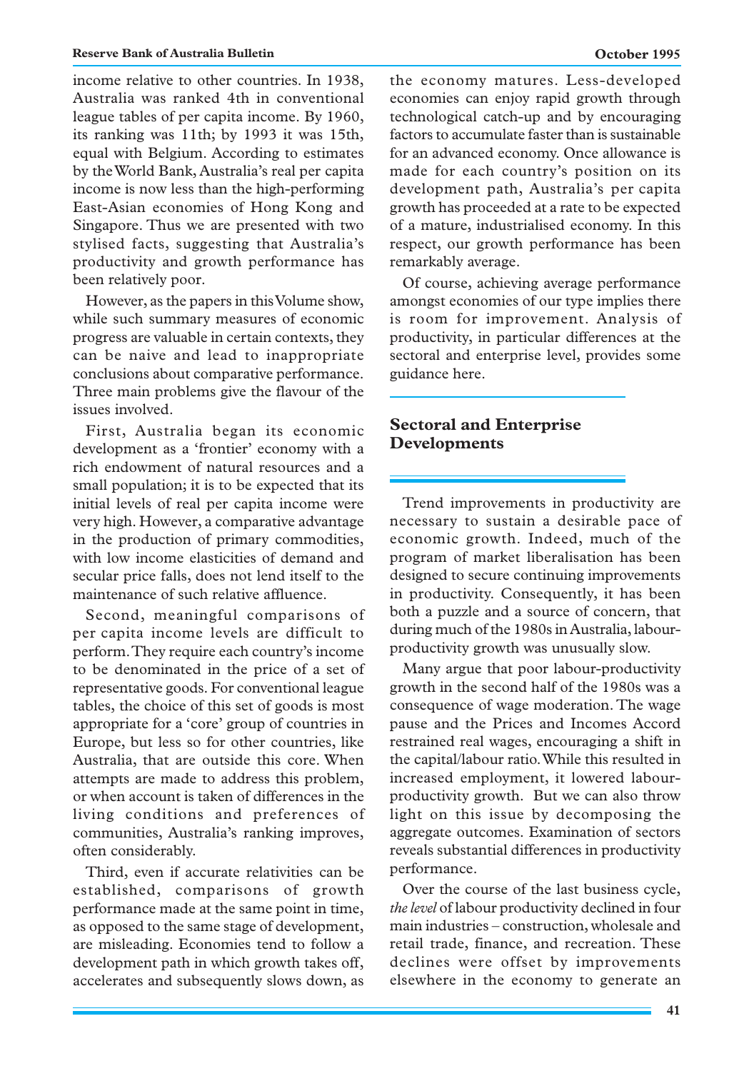income relative to other countries. In 1938, Australia was ranked 4th in conventional league tables of per capita income. By 1960, its ranking was 11th; by 1993 it was 15th, equal with Belgium. According to estimates by the World Bank, Australia's real per capita income is now less than the high-performing East-Asian economies of Hong Kong and Singapore. Thus we are presented with two stylised facts, suggesting that Australia's productivity and growth performance has been relatively poor.

However, as the papers in this Volume show, while such summary measures of economic progress are valuable in certain contexts, they can be naive and lead to inappropriate conclusions about comparative performance. Three main problems give the flavour of the issues involved.

First, Australia began its economic development as a 'frontier' economy with a rich endowment of natural resources and a small population; it is to be expected that its initial levels of real per capita income were very high. However, a comparative advantage in the production of primary commodities, with low income elasticities of demand and secular price falls, does not lend itself to the maintenance of such relative affluence.

Second, meaningful comparisons of per capita income levels are difficult to perform. They require each country's income to be denominated in the price of a set of representative goods. For conventional league tables, the choice of this set of goods is most appropriate for a 'core' group of countries in Europe, but less so for other countries, like Australia, that are outside this core. When attempts are made to address this problem, or when account is taken of differences in the living conditions and preferences of communities, Australia's ranking improves, often considerably.

Third, even if accurate relativities can be established, comparisons of growth performance made at the same point in time, as opposed to the same stage of development, are misleading. Economies tend to follow a development path in which growth takes off, accelerates and subsequently slows down, as the economy matures. Less-developed economies can enjoy rapid growth through technological catch-up and by encouraging factors to accumulate faster than is sustainable for an advanced economy. Once allowance is made for each country's position on its development path, Australia's per capita growth has proceeded at a rate to be expected of a mature, industrialised economy. In this respect, our growth performance has been remarkably average.

Of course, achieving average performance amongst economies of our type implies there is room for improvement. Analysis of productivity, in particular differences at the sectoral and enterprise level, provides some guidance here.

## Sectoral and Enterprise Developments

Trend improvements in productivity are necessary to sustain a desirable pace of economic growth. Indeed, much of the program of market liberalisation has been designed to secure continuing improvements in productivity. Consequently, it has been both a puzzle and a source of concern, that during much of the 1980s in Australia, labour-productivity growth was unusually slow.

Many argue that poor labour-productivity growth in the second half of the 1980s was a consequence of wage moderation. The wage pause and the Prices and Incomes Accord restrained real wages, encouraging a shift in the capital/labour ratio. While this resulted in increased employment, it lowered labour-productivity growth. But we can also throw light on this issue by decomposing the aggregate outcomes. Examination of sectors reveals substantial differences in productivity performance.

Over the course of the last business cycle, *the level* of labour productivity declined in four main industries – construction, wholesale and retail trade, finance, and recreation. These declines were offset by improvements elsewhere in the economy to generate an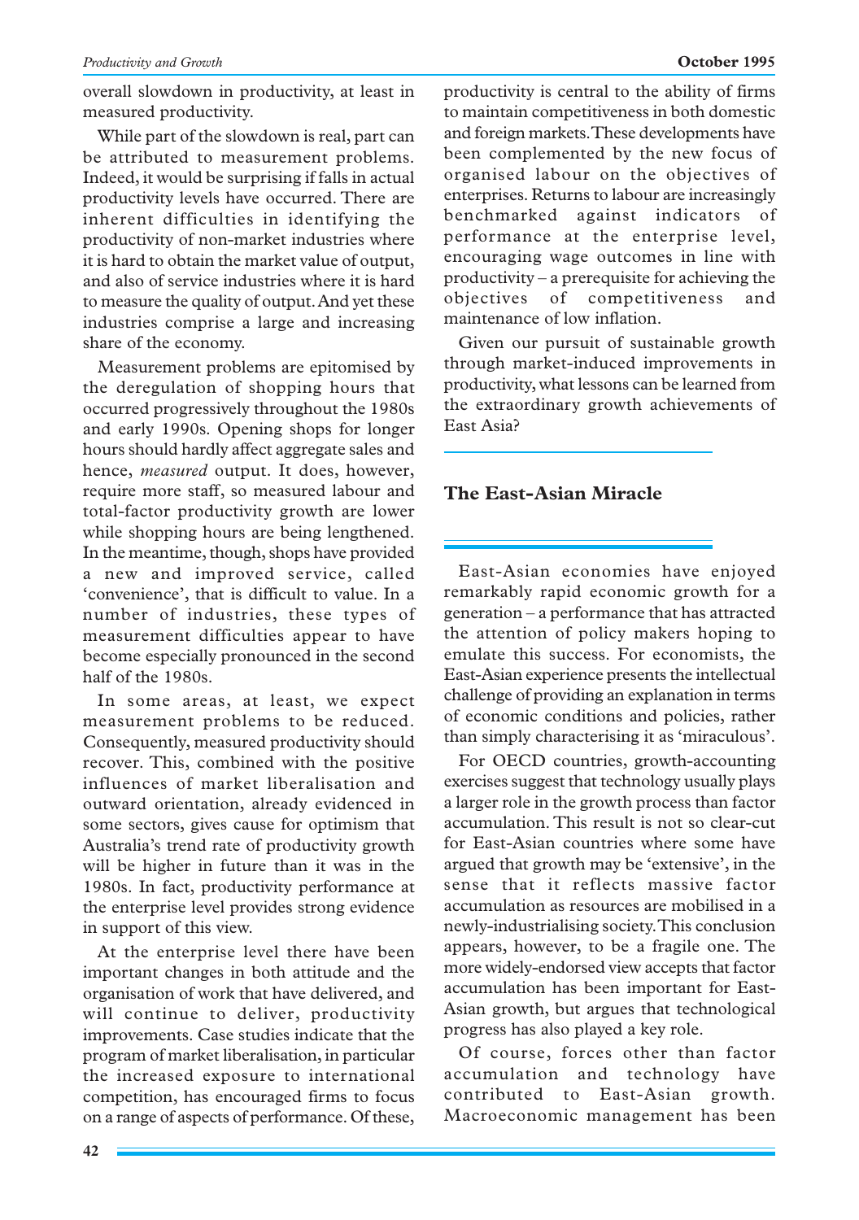overall slowdown in productivity, at least in measured productivity.

While part of the slowdown is real, part can be attributed to measurement problems. Indeed, it would be surprising if falls in actual productivity levels have occurred. There are inherent difficulties in identifying the productivity of non-market industries where it is hard to obtain the market value of output, and also of service industries where it is hard to measure the quality of output. And yet these industries comprise a large and increasing share of the economy.

Measurement problems are epitomised by the deregulation of shopping hours that occurred progressively throughout the 1980s and early 1990s. Opening shops for longer hours should hardly affect aggregate sales and hence, *measured* output. It does, however, require more staff, so measured labour and total-factor productivity growth are lower while shopping hours are being lengthened. In the meantime, though, shops have provided a new and improved service, called 'convenience', that is difficult to value. In a number of industries, these types of measurement difficulties appear to have become especially pronounced in the second half of the 1980s.

In some areas, at least, we expect measurement problems to be reduced. Consequently, measured productivity should recover. This, combined with the positive influences of market liberalisation and outward orientation, already evidenced in some sectors, gives cause for optimism that Australia's trend rate of productivity growth will be higher in future than it was in the 1980s. In fact, productivity performance at the enterprise level provides strong evidence in support of this view.

At the enterprise level there have been important changes in both attitude and the organisation of work that have delivered, and will continue to deliver, productivity improvements. Case studies indicate that the program of market liberalisation, in particular the increased exposure to international competition, has encouraged firms to focus on a range of aspects of performance. Of these, productivity is central to the ability of firms to maintain competitiveness in both domestic and foreign markets. These developments have been complemented by the new focus of organised labour on the objectives of enterprises. Returns to labour are increasingly benchmarked against indicators of performance at the enterprise level, encouraging wage outcomes in line with productivity – a prerequisite for achieving the objectives of competitiveness and maintenance of low inflation.

Given our pursuit of sustainable growth through market-induced improvements in productivity, what lessons can be learned from the extraordinary growth achievements of East Asia?

## The East-Asian Miracle

East-Asian economies have enjoyed remarkably rapid economic growth for a generation – a performance that has attracted the attention of policy makers hoping to emulate this success. For economists, the East-Asian experience presents the intellectual challenge of providing an explanation in terms of economic conditions and policies, rather than simply characterising it as 'miraculous'.

For OECD countries, growth-accounting exercises suggest that technology usually plays a larger role in the growth process than factor accumulation. This result is not so clear-cut for East-Asian countries where some have argued that growth may be 'extensive', in the sense that it reflects massive factor accumulation as resources are mobilised in a newly-industrialising society. This conclusion appears, however, to be a fragile one. The more widely-endorsed view accepts that factor accumulation has been important for East-Asian growth, but argues that technological progress has also played a key role.

Of course, forces other than factor accumulation and technology have contributed to East-Asian growth. Macroeconomic management has been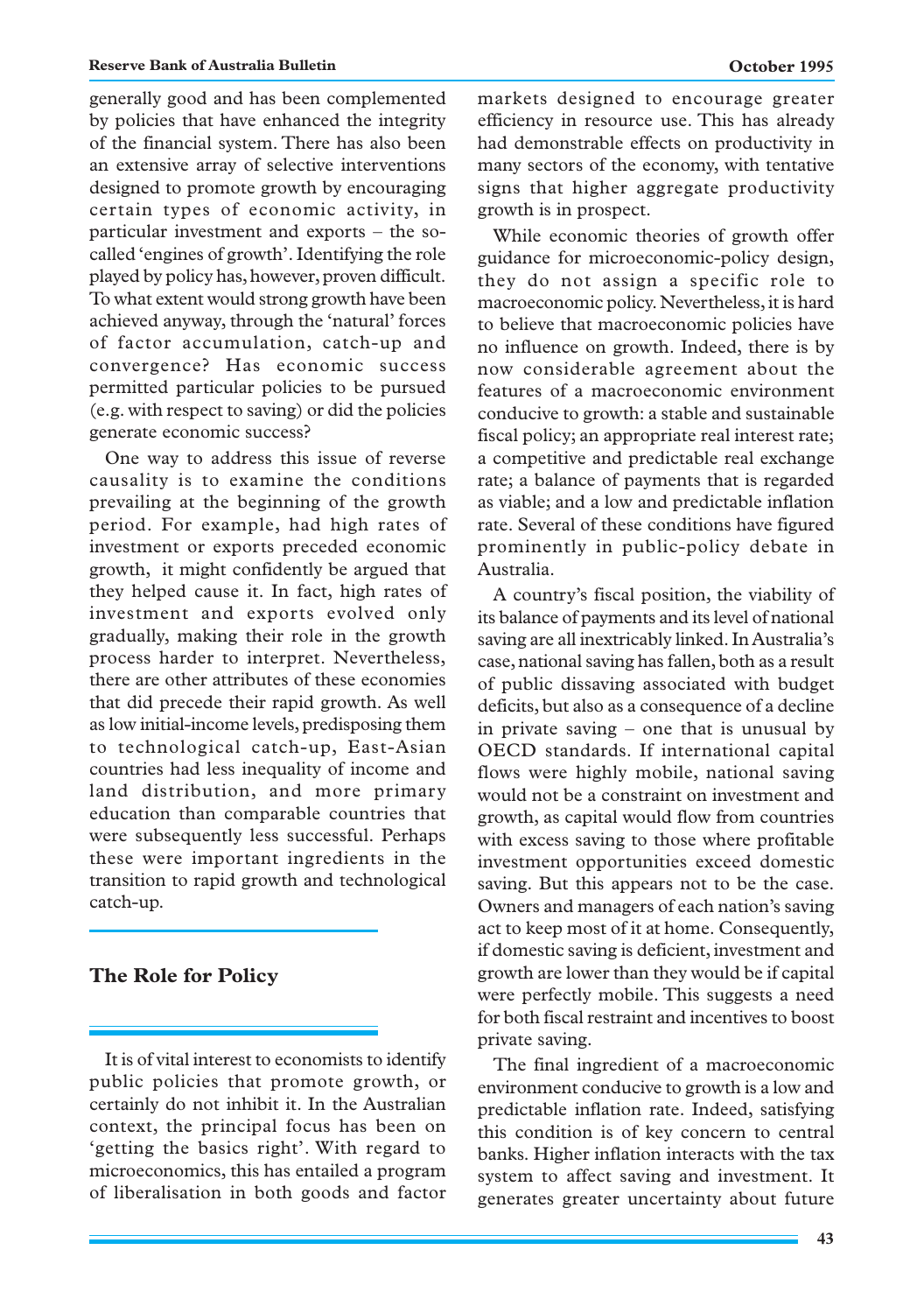generally good and has been complemented by policies that have enhanced the integrity of the financial system. There has also been an extensive array of selective interventions designed to promote growth by encouraging certain types of economic activity, in particular investment and exports – the so-called 'engines of growth'. Identifying the role played by policy has, however, proven difficult. To what extent would strong growth have been achieved anyway, through the 'natural' forces of factor accumulation, catch-up and convergence? Has economic success permitted particular policies to be pursued (e.g. with respect to saving) or did the policies generate economic success?

One way to address this issue of reverse causality is to examine the conditions prevailing at the beginning of the growth period. For example, had high rates of investment or exports preceded economic growth, it might confidently be argued that they helped cause it. In fact, high rates of investment and exports evolved only gradually, making their role in the growth process harder to interpret. Nevertheless, there are other attributes of these economies that did precede their rapid growth. As well as low initial-income levels, predisposing them to technological catch-up, East-Asian countries had less inequality of income and land distribution, and more primary education than comparable countries that were subsequently less successful. Perhaps these were important ingredients in the transition to rapid growth and technological catch-up.

## The Role for Policy

It is of vital interest to economists to identify public policies that promote growth, or certainly do not inhibit it. In the Australian context, the principal focus has been on 'getting the basics right'. With regard to microeconomics, this has entailed a program of liberalisation in both goods and factor markets designed to encourage greater efficiency in resource use. This has already had demonstrable effects on productivity in many sectors of the economy, with tentative signs that higher aggregate productivity growth is in prospect.

While economic theories of growth offer guidance for microeconomic-policy design, they do not assign a specific role to macroeconomic policy. Nevertheless, it is hard to believe that macroeconomic policies have no influence on growth. Indeed, there is by now considerable agreement about the features of a macroeconomic environment conducive to growth: a stable and sustainable fiscal policy; an appropriate real interest rate; a competitive and predictable real exchange rate; a balance of payments that is regarded as viable; and a low and predictable inflation rate. Several of these conditions have figured prominently in public-policy debate in Australia.

A country's fiscal position, the viability of its balance of payments and its level of national saving are all inextricably linked. In Australia's case, national saving has fallen, both as a result of public dissaving associated with budget deficits, but also as a consequence of a decline in private saving – one that is unusual by OECD standards. If international capital flows were highly mobile, national saving would not be a constraint on investment and growth, as capital would flow from countries with excess saving to those where profitable investment opportunities exceed domestic saving. But this appears not to be the case. Owners and managers of each nation's saving act to keep most of it at home. Consequently, if domestic saving is deficient, investment and growth are lower than they would be if capital were perfectly mobile. This suggests a need for both fiscal restraint and incentives to boost private saving.

The final ingredient of a macroeconomic environment conducive to growth is a low and predictable inflation rate. Indeed, satisfying this condition is of key concern to central banks. Higher inflation interacts with the tax system to affect saving and investment. It generates greater uncertainty about future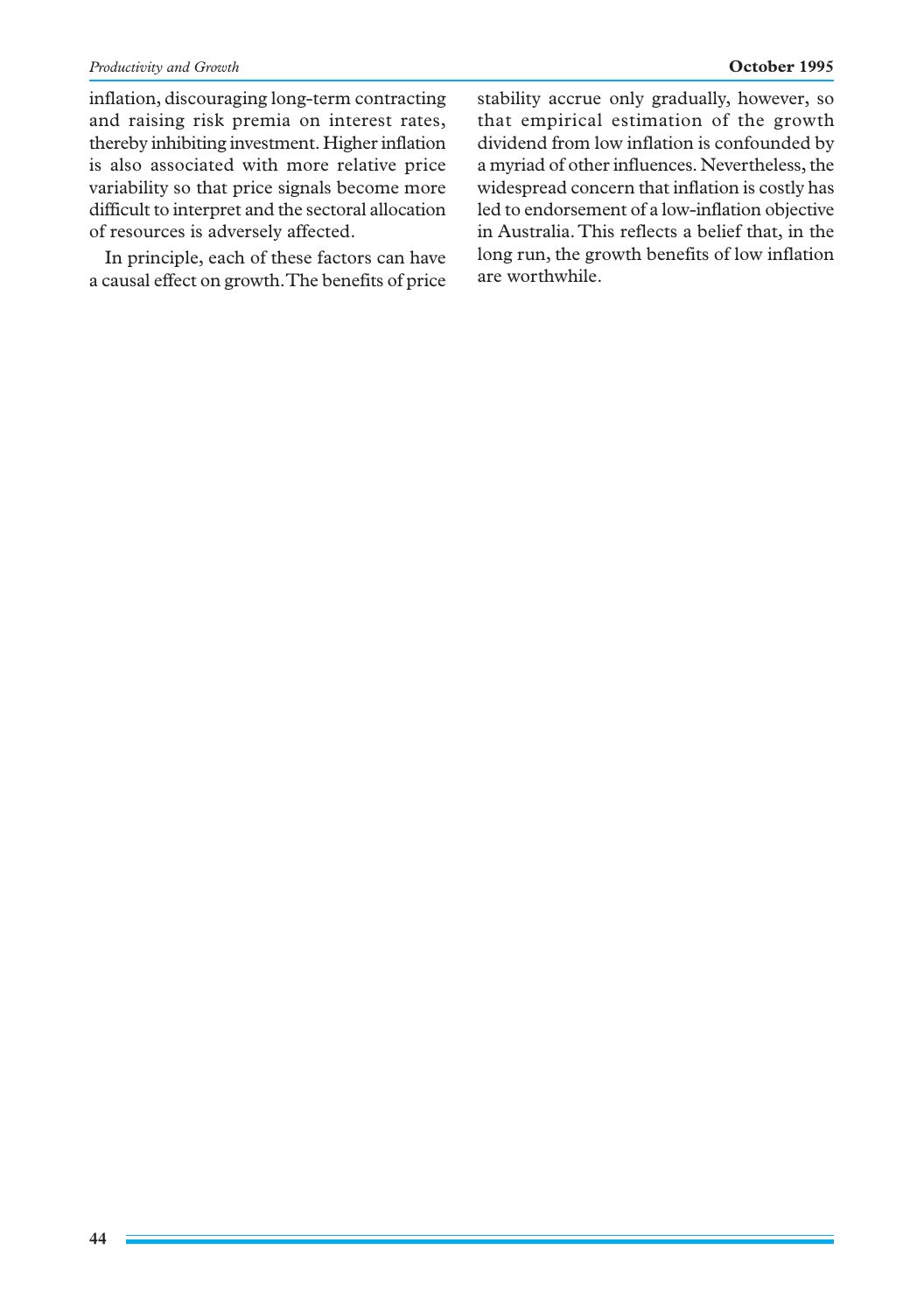inflation, discouraging long-term contracting and raising risk premia on interest rates, thereby inhibiting investment. Higher inflation is also associated with more relative price variability so that price signals become more difficult to interpret and the sectoral allocation of resources is adversely affected.

In principle, each of these factors can have a causal effect on growth. The benefits of price stability accrue only gradually, however, so that empirical estimation of the growth dividend from low inflation is confounded by a myriad of other influences. Nevertheless, the widespread concern that inflation is costly has led to endorsement of a low-inflation objective in Australia. This reflects a belief that, in the long run, the growth benefits of low inflation are worthwhile.